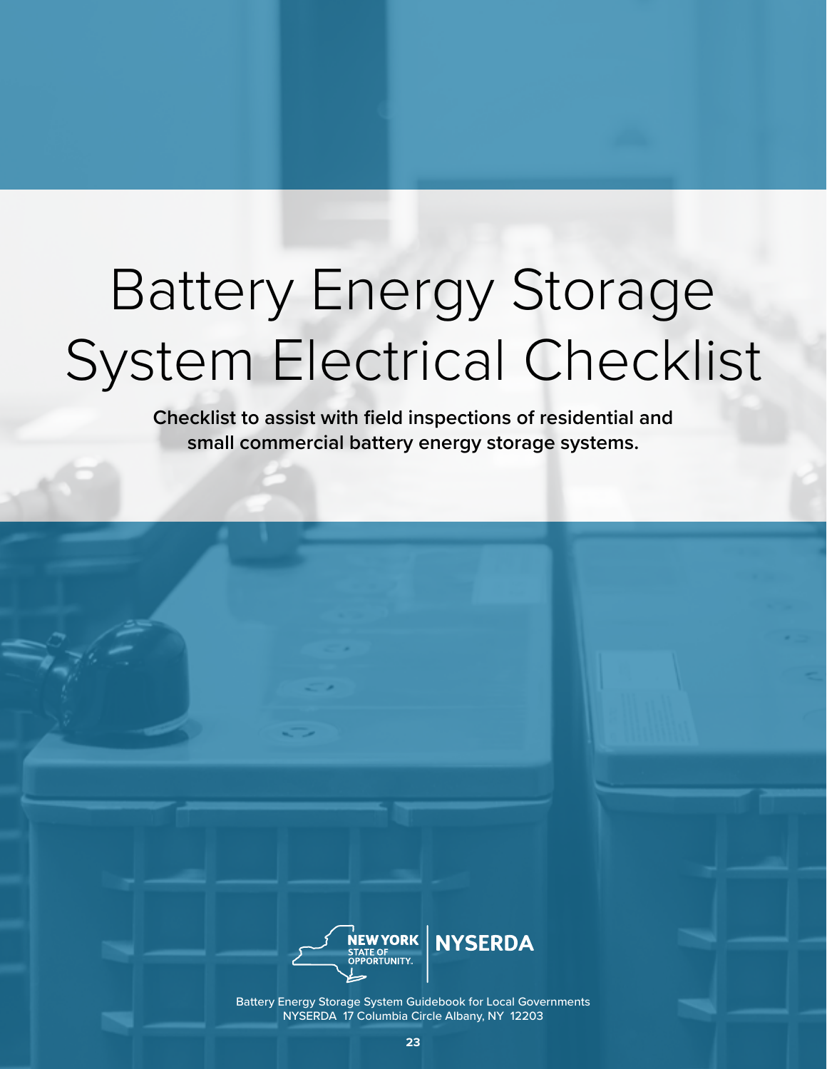# Battery Energy Storage System Electrical Checklist

**Checklist to assist with field inspections of residential and small commercial battery energy storage systems.**

NEW YORK STATE OF OPPORTUNITY. | NYSERDA

Battery Energy Storage System Guidebook for Local Governments
NYSERDA 17 Columbia Circle Albany, NY 12203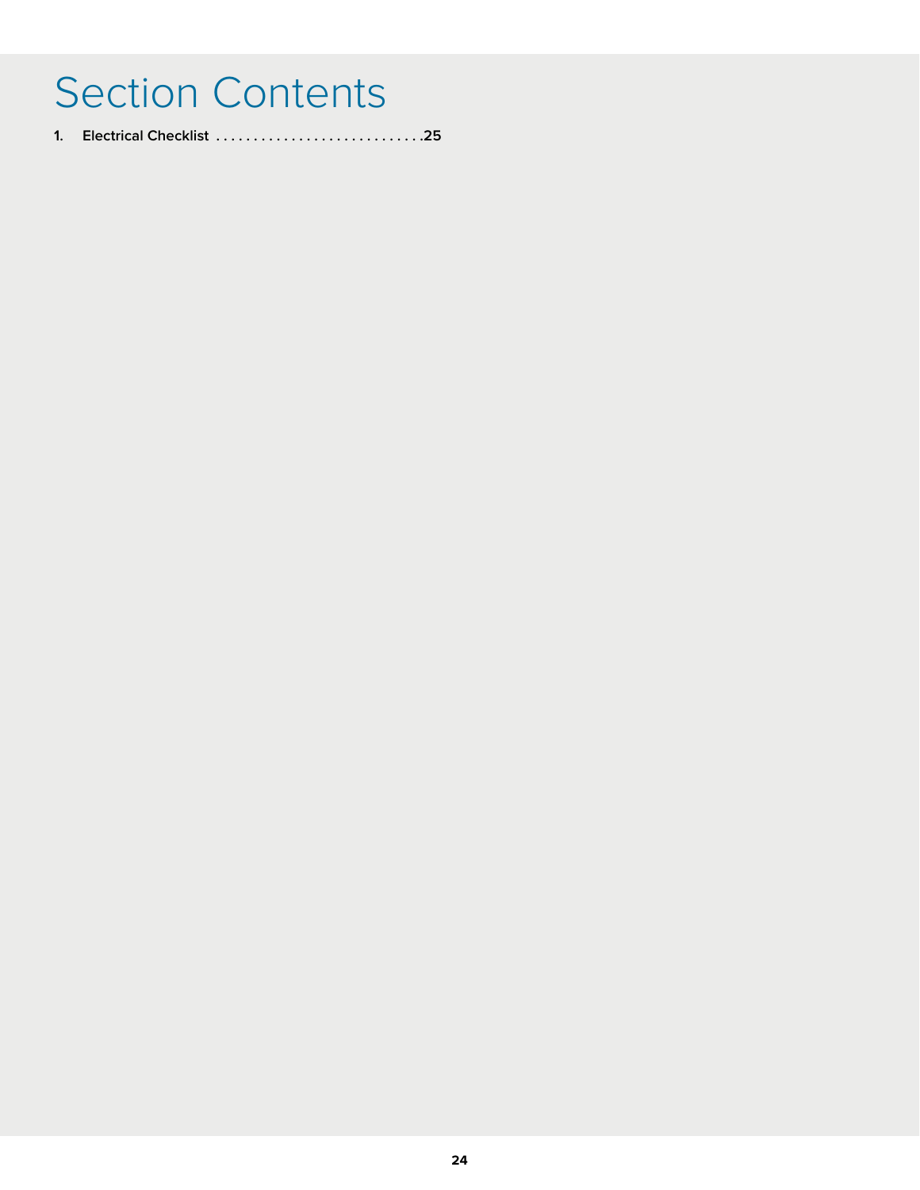# Section Contents

1. **Electrical Checklist** . . . . . . . . . . . . . . . . . . . . . . . . . . . .**25**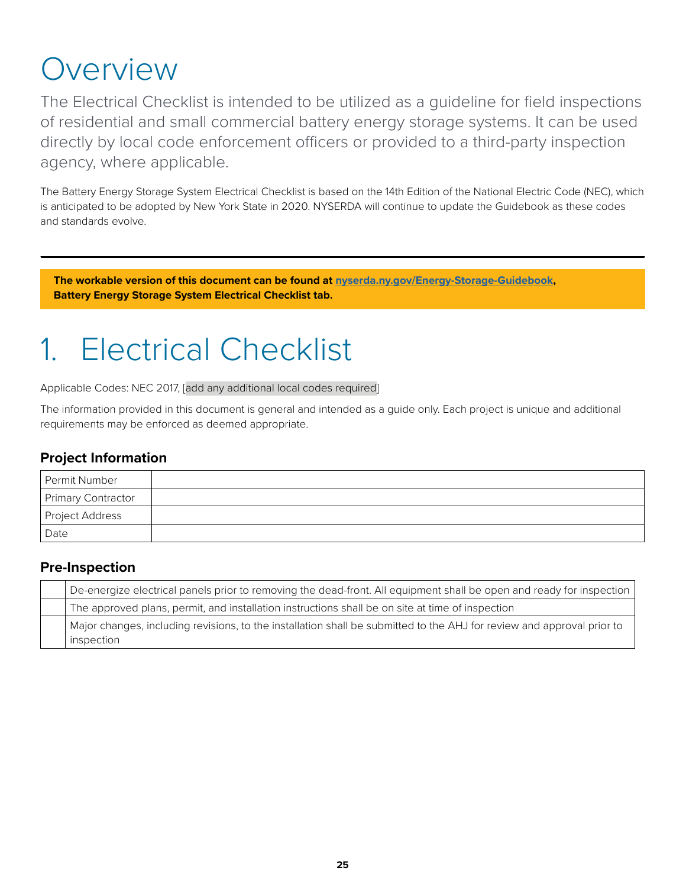# Overview

The Electrical Checklist is intended to be utilized as a guideline for field inspections of residential and small commercial battery energy storage systems. It can be used directly by local code enforcement officers or provided to a third-party inspection agency, where applicable.

The Battery Energy Storage System Electrical Checklist is based on the 14th Edition of the National Electric Code (NEC), which is anticipated to be adopted by New York State in 2020. NYSERDA will continue to update the Guidebook as these codes and standards evolve.

---

**The workable version of this document can be found at [nyserda.ny.gov/Energy-Storage-Guidebook](nyserda.ny.gov/Energy-Storage-Guidebook), Battery Energy Storage System Electrical Checklist tab.**

# 1. Electrical Checklist

Applicable Codes: NEC 2017, [add any additional local codes required]

The information provided in this document is general and intended as a guide only. Each project is unique and additional requirements may be enforced as deemed appropriate.

### Project Information

| | |
|---|---|
| Permit Number | |
| Primary Contractor | |
| Project Address | |
| Date | |

### Pre-Inspection

| | |
|---|---|
| | De-energize electrical panels prior to removing the dead-front. All equipment shall be open and ready for inspection |
| | The approved plans, permit, and installation instructions shall be on site at time of inspection |
| | Major changes, including revisions, to the installation shall be submitted to the AHJ for review and approval prior to inspection |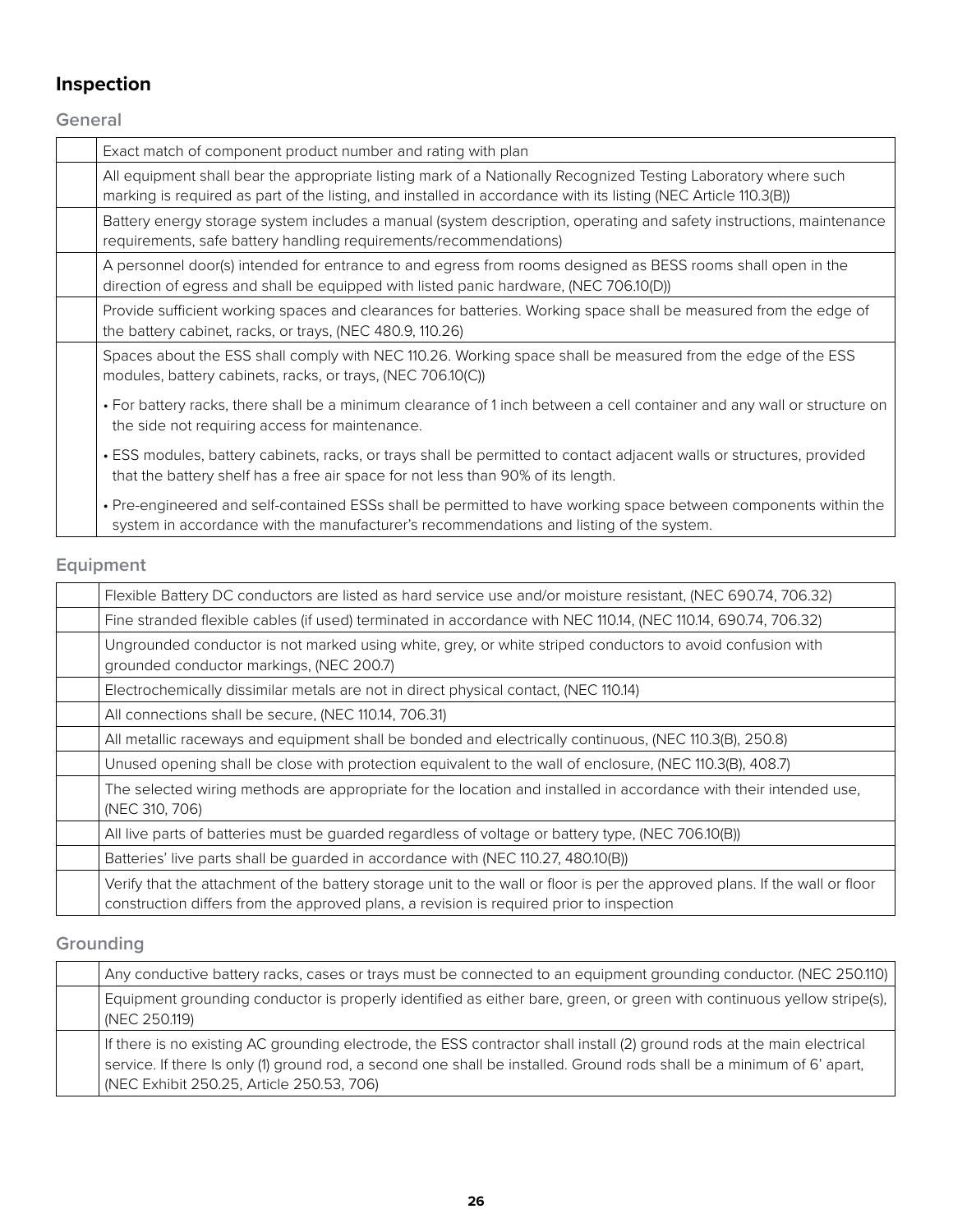## Inspection

### General

| | |
|---|---|
| | Exact match of component product number and rating with plan |
| | All equipment shall bear the appropriate listing mark of a Nationally Recognized Testing Laboratory where such marking is required as part of the listing, and installed in accordance with its listing (NEC Article 110.3(B)) |
| | Battery energy storage system includes a manual (system description, operating and safety instructions, maintenance requirements, safe battery handling requirements/recommendations) |
| | A personnel door(s) intended for entrance to and egress from rooms designed as BESS rooms shall open in the direction of egress and shall be equipped with listed panic hardware, (NEC 706.10(D)) |
| | Provide sufficient working spaces and clearances for batteries. Working space shall be measured from the edge of the battery cabinet, racks, or trays, (NEC 480.9, 110.26) |
| | Spaces about the ESS shall comply with NEC 110.26. Working space shall be measured from the edge of the ESS modules, battery cabinets, racks, or trays, (NEC 706.10(C))<br>• For battery racks, there shall be a minimum clearance of 1 inch between a cell container and any wall or structure on the side not requiring access for maintenance.<br>• ESS modules, battery cabinets, racks, or trays shall be permitted to contact adjacent walls or structures, provided that the battery shelf has a free air space for not less than 90% of its length.<br>• Pre-engineered and self-contained ESSs shall be permitted to have working space between components within the system in accordance with the manufacturer's recommendations and listing of the system. |

### Equipment

| | |
|---|---|
| | Flexible Battery DC conductors are listed as hard service use and/or moisture resistant, (NEC 690.74, 706.32) |
| | Fine stranded flexible cables (if used) terminated in accordance with NEC 110.14, (NEC 110.14, 690.74, 706.32) |
| | Ungrounded conductor is not marked using white, grey, or white striped conductors to avoid confusion with grounded conductor markings, (NEC 200.7) |
| | Electrochemically dissimilar metals are not in direct physical contact, (NEC 110.14) |
| | All connections shall be secure, (NEC 110.14, 706.31) |
| | All metallic raceways and equipment shall be bonded and electrically continuous, (NEC 110.3(B), 250.8) |
| | Unused opening shall be close with protection equivalent to the wall of enclosure, (NEC 110.3(B), 408.7) |
| | The selected wiring methods are appropriate for the location and installed in accordance with their intended use, (NEC 310, 706) |
| | All live parts of batteries must be guarded regardless of voltage or battery type, (NEC 706.10(B)) |
| | Batteries' live parts shall be guarded in accordance with (NEC 110.27, 480.10(B)) |
| | Verify that the attachment of the battery storage unit to the wall or floor is per the approved plans. If the wall or floor construction differs from the approved plans, a revision is required prior to inspection |

### Grounding

| | |
|---|---|
| | Any conductive battery racks, cases or trays must be connected to an equipment grounding conductor. (NEC 250.110) |
| | Equipment grounding conductor is properly identified as either bare, green, or green with continuous yellow stripe(s), (NEC 250.119) |
| | If there is no existing AC grounding electrode, the ESS contractor shall install (2) ground rods at the main electrical service. If there Is only (1) ground rod, a second one shall be installed. Ground rods shall be a minimum of 6' apart, (NEC Exhibit 250.25, Article 250.53, 706) |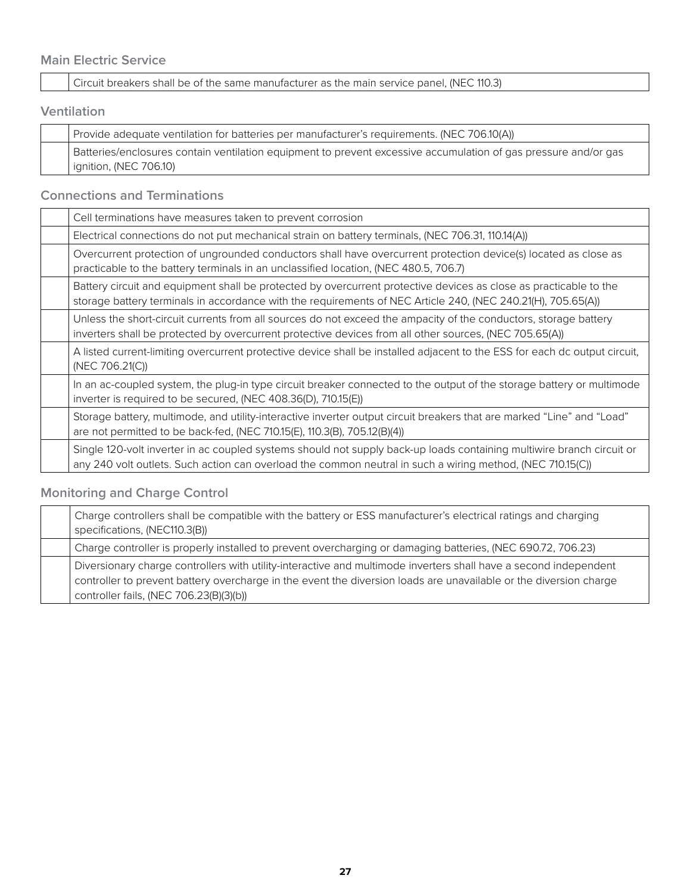## Main Electric Service

| | |
|---|---|
| | Circuit breakers shall be of the same manufacturer as the main service panel, (NEC 110.3) |

## Ventilation

| | |
|---|---|
| | Provide adequate ventilation for batteries per manufacturer's requirements. (NEC 706.10(A)) |
| | Batteries/enclosures contain ventilation equipment to prevent excessive accumulation of gas pressure and/or gas ignition, (NEC 706.10) |

## Connections and Terminations

| | |
|---|---|
| | Cell terminations have measures taken to prevent corrosion |
| | Electrical connections do not put mechanical strain on battery terminals, (NEC 706.31, 110.14(A)) |
| | Overcurrent protection of ungrounded conductors shall have overcurrent protection device(s) located as close as practicable to the battery terminals in an unclassified location, (NEC 480.5, 706.7) |
| | Battery circuit and equipment shall be protected by overcurrent protective devices as close as practicable to the storage battery terminals in accordance with the requirements of NEC Article 240, (NEC 240.21(H), 705.65(A)) |
| | Unless the short-circuit currents from all sources do not exceed the ampacity of the conductors, storage battery inverters shall be protected by overcurrent protective devices from all other sources, (NEC 705.65(A)) |
| | A listed current-limiting overcurrent protective device shall be installed adjacent to the ESS for each dc output circuit, (NEC 706.21(C)) |
| | In an ac-coupled system, the plug-in type circuit breaker connected to the output of the storage battery or multimode inverter is required to be secured, (NEC 408.36(D), 710.15(E)) |
| | Storage battery, multimode, and utility-interactive inverter output circuit breakers that are marked "Line" and "Load" are not permitted to be back-fed, (NEC 710.15(E), 110.3(B), 705.12(B)(4)) |
| | Single 120-volt inverter in ac coupled systems should not supply back-up loads containing multiwire branch circuit or any 240 volt outlets. Such action can overload the common neutral in such a wiring method, (NEC 710.15(C)) |

## Monitoring and Charge Control

| | |
|---|---|
| | Charge controllers shall be compatible with the battery or ESS manufacturer's electrical ratings and charging specifications, (NEC110.3(B)) |
| | Charge controller is properly installed to prevent overcharging or damaging batteries, (NEC 690.72, 706.23) |
| | Diversionary charge controllers with utility-interactive and multimode inverters shall have a second independent controller to prevent battery overcharge in the event the diversion loads are unavailable or the diversion charge controller fails, (NEC 706.23(B)(3)(b)) |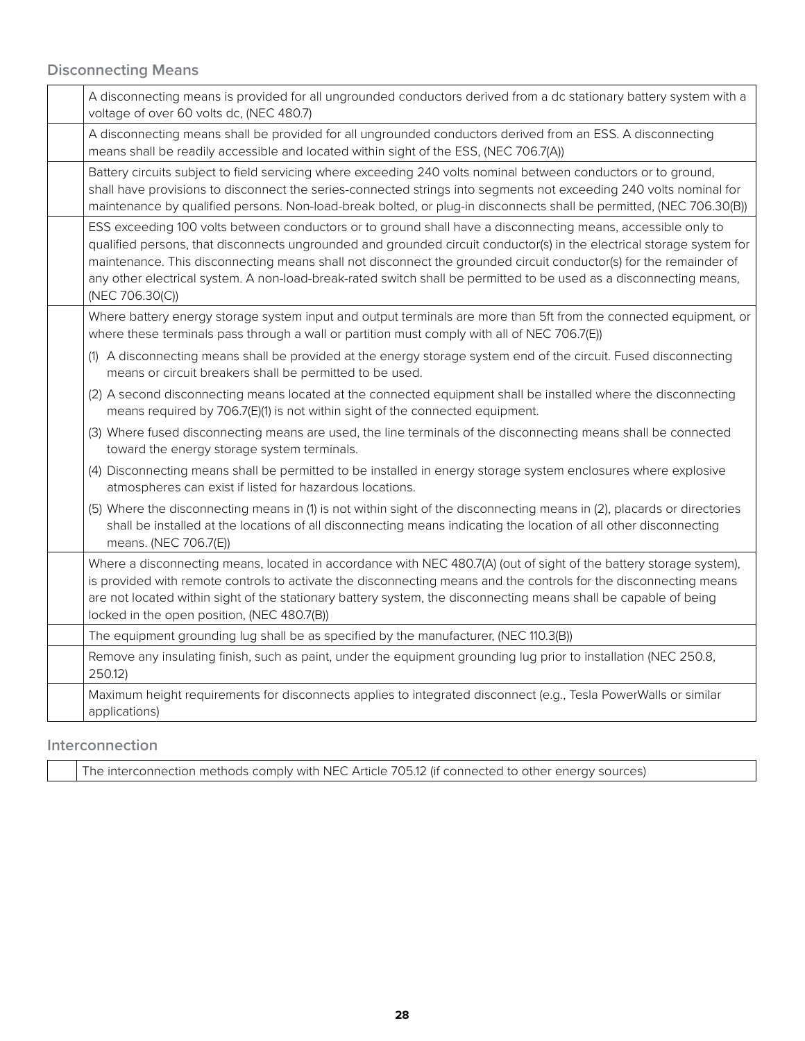## Disconnecting Means

| | |
|---|---|
| | A disconnecting means is provided for all ungrounded conductors derived from a dc stationary battery system with a voltage of over 60 volts dc, (NEC 480.7) |
| | A disconnecting means shall be provided for all ungrounded conductors derived from an ESS. A disconnecting means shall be readily accessible and located within sight of the ESS, (NEC 706.7(A)) |
| | Battery circuits subject to field servicing where exceeding 240 volts nominal between conductors or to ground, shall have provisions to disconnect the series-connected strings into segments not exceeding 240 volts nominal for maintenance by qualified persons. Non-load-break bolted, or plug-in disconnects shall be permitted, (NEC 706.30(B)) |
| | ESS exceeding 100 volts between conductors or to ground shall have a disconnecting means, accessible only to qualified persons, that disconnects ungrounded and grounded circuit conductor(s) in the electrical storage system for maintenance. This disconnecting means shall not disconnect the grounded circuit conductor(s) for the remainder of any other electrical system. A non-load-break-rated switch shall be permitted to be used as a disconnecting means, (NEC 706.30(C)) |
| | Where battery energy storage system input and output terminals are more than 5ft from the connected equipment, or where these terminals pass through a wall or partition must comply with all of NEC 706.7(E)) <br> (1) A disconnecting means shall be provided at the energy storage system end of the circuit. Fused disconnecting means or circuit breakers shall be permitted to be used. <br> (2) A second disconnecting means located at the connected equipment shall be installed where the disconnecting means required by 706.7(E)(1) is not within sight of the connected equipment. <br> (3) Where fused disconnecting means are used, the line terminals of the disconnecting means shall be connected toward the energy storage system terminals. <br> (4) Disconnecting means shall be permitted to be installed in energy storage system enclosures where explosive atmospheres can exist if listed for hazardous locations. <br> (5) Where the disconnecting means in (1) is not within sight of the disconnecting means in (2), placards or directories shall be installed at the locations of all disconnecting means indicating the location of all other disconnecting means. (NEC 706.7(E)) |
| | Where a disconnecting means, located in accordance with NEC 480.7(A) (out of sight of the battery storage system), is provided with remote controls to activate the disconnecting means and the controls for the disconnecting means are not located within sight of the stationary battery system, the disconnecting means shall be capable of being locked in the open position, (NEC 480.7(B)) |
| | The equipment grounding lug shall be as specified by the manufacturer, (NEC 110.3(B)) |
| | Remove any insulating finish, such as paint, under the equipment grounding lug prior to installation (NEC 250.8, 250.12) |
| | Maximum height requirements for disconnects applies to integrated disconnect (e.g., Tesla PowerWalls or similar applications) |

## Interconnection

| | |
|---|---|
| | The interconnection methods comply with NEC Article 705.12 (if connected to other energy sources) |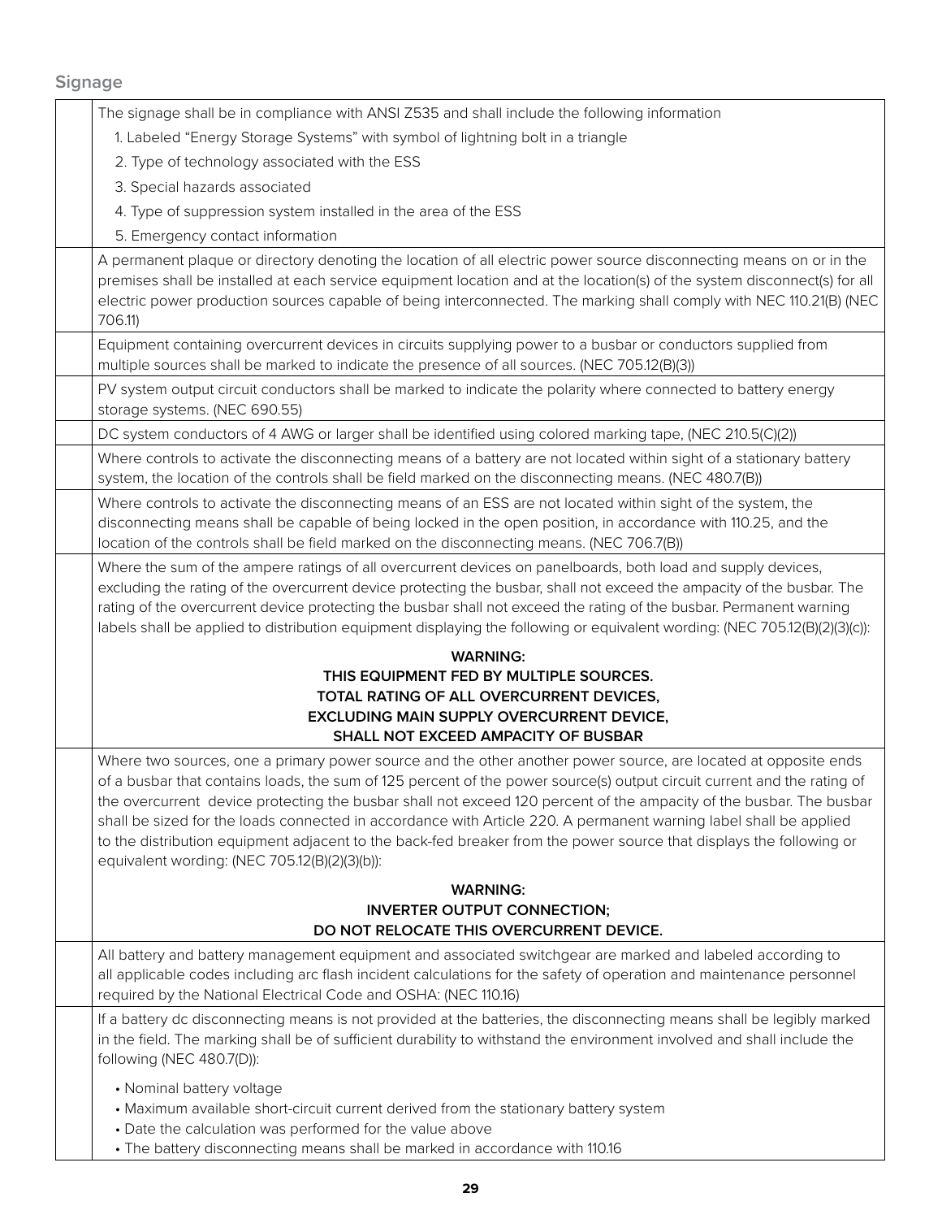## Signage

| | |
|---|---|
| | The signage shall be in compliance with ANSI Z535 and shall include the following information<br>1. Labeled "Energy Storage Systems" with symbol of lightning bolt in a triangle<br>2. Type of technology associated with the ESS<br>3. Special hazards associated<br>4. Type of suppression system installed in the area of the ESS<br>5. Emergency contact information |
| | A permanent plaque or directory denoting the location of all electric power source disconnecting means on or in the premises shall be installed at each service equipment location and at the location(s) of the system disconnect(s) for all electric power production sources capable of being interconnected. The marking shall comply with NEC 110.21(B) (NEC 706.11) |
| | Equipment containing overcurrent devices in circuits supplying power to a busbar or conductors supplied from multiple sources shall be marked to indicate the presence of all sources. (NEC 705.12(B)(3)) |
| | PV system output circuit conductors shall be marked to indicate the polarity where connected to battery energy storage systems. (NEC 690.55) |
| | DC system conductors of 4 AWG or larger shall be identified using colored marking tape, (NEC 210.5(C)(2)) |
| | Where controls to activate the disconnecting means of a battery are not located within sight of a stationary battery system, the location of the controls shall be field marked on the disconnecting means. (NEC 480.7(B)) |
| | Where controls to activate the disconnecting means of an ESS are not located within sight of the system, the disconnecting means shall be capable of being locked in the open position, in accordance with 110.25, and the location of the controls shall be field marked on the disconnecting means. (NEC 706.7(B)) |
| | Where the sum of the ampere ratings of all overcurrent devices on panelboards, both load and supply devices, excluding the rating of the overcurrent device protecting the busbar, shall not exceed the ampacity of the busbar. The rating of the overcurrent device protecting the busbar shall not exceed the rating of the busbar. Permanent warning labels shall be applied to distribution equipment displaying the following or equivalent wording: (NEC 705.12(B)(2)(3)(c)):<br><br>**WARNING:<br>THIS EQUIPMENT FED BY MULTIPLE SOURCES.<br>TOTAL RATING OF ALL OVERCURRENT DEVICES,<br>EXCLUDING MAIN SUPPLY OVERCURRENT DEVICE,<br>SHALL NOT EXCEED AMPACITY OF BUSBAR** |
| | Where two sources, one a primary power source and the other another power source, are located at opposite ends of a busbar that contains loads, the sum of 125 percent of the power source(s) output circuit current and the rating of the overcurrent device protecting the busbar shall not exceed 120 percent of the ampacity of the busbar. The busbar shall be sized for the loads connected in accordance with Article 220. A permanent warning label shall be applied to the distribution equipment adjacent to the back-fed breaker from the power source that displays the following or equivalent wording: (NEC 705.12(B)(2)(3)(b)):<br><br>**WARNING:<br>INVERTER OUTPUT CONNECTION;<br>DO NOT RELOCATE THIS OVERCURRENT DEVICE.** |
| | All battery and battery management equipment and associated switchgear are marked and labeled according to all applicable codes including arc flash incident calculations for the safety of operation and maintenance personnel required by the National Electrical Code and OSHA: (NEC 110.16) |
| | If a battery dc disconnecting means is not provided at the batteries, the disconnecting means shall be legibly marked in the field. The marking shall be of sufficient durability to withstand the environment involved and shall include the following (NEC 480.7(D)):<br><br>• Nominal battery voltage<br>• Maximum available short-circuit current derived from the stationary battery system<br>• Date the calculation was performed for the value above<br>• The battery disconnecting means shall be marked in accordance with 110.16 |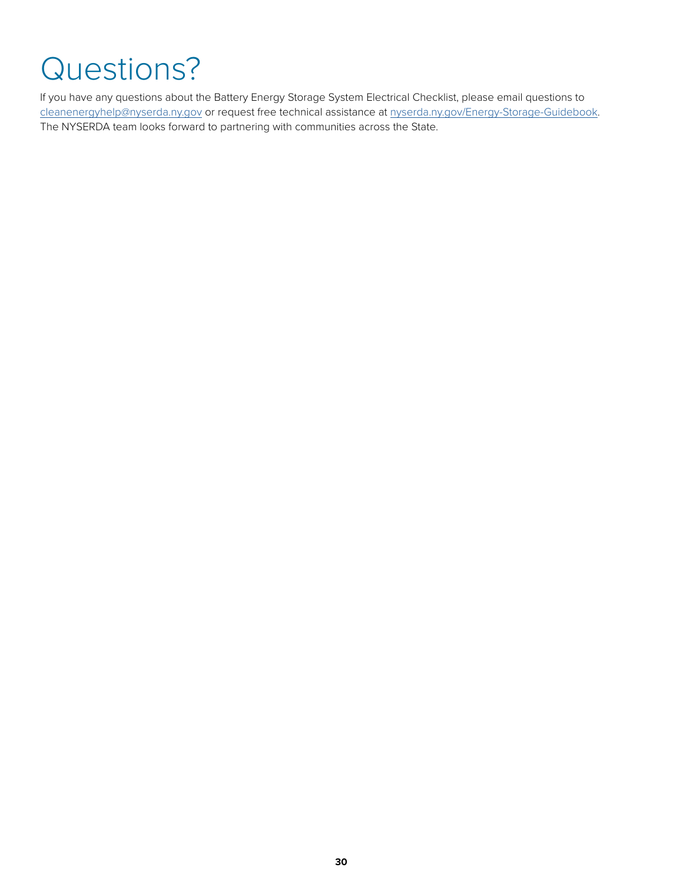# Questions?

If you have any questions about the Battery Energy Storage System Electrical Checklist, please email questions to cleanenergyhelp@nyserda.ny.gov or request free technical assistance at nyserda.ny.gov/Energy-Storage-Guidebook. The NYSERDA team looks forward to partnering with communities across the State.